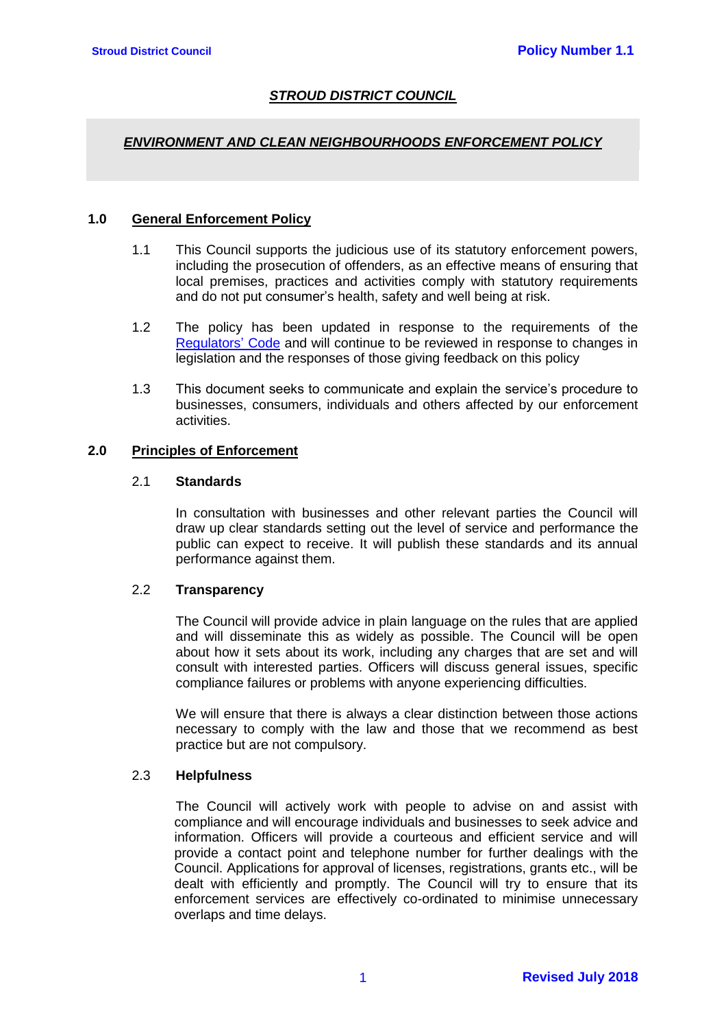# *STROUD DISTRICT COUNCIL*

## *ENVIRONMENT AND CLEAN NEIGHBOURHOODS ENFORCEMENT POLICY*

### 1.0 General Enforcement Policy

1.1 This Council supports the judicious use of its statutory enforcement powers, including the prosecution of offenders, as an effective means of ensuring that local premises, practices and activities comply with statutory requirements and do not put consumer's health, safety and well being at risk.

1.2 The policy has been updated in response to the requirements of the Regulators' Code and will continue to be reviewed in response to changes in legislation and the responses of those giving feedback on this policy

1.3 This document seeks to communicate and explain the service's procedure to businesses, consumers, individuals and others affected by our enforcement activities.

### 2.0 Principles of Enforcement

#### 2.1 Standards

In consultation with businesses and other relevant parties the Council will draw up clear standards setting out the level of service and performance the public can expect to receive. It will publish these standards and its annual performance against them.

#### 2.2 Transparency

The Council will provide advice in plain language on the rules that are applied and will disseminate this as widely as possible. The Council will be open about how it sets about its work, including any charges that are set and will consult with interested parties. Officers will discuss general issues, specific compliance failures or problems with anyone experiencing difficulties.

We will ensure that there is always a clear distinction between those actions necessary to comply with the law and those that we recommend as best practice but are not compulsory.

#### 2.3 Helpfulness

The Council will actively work with people to advise on and assist with compliance and will encourage individuals and businesses to seek advice and information. Officers will provide a courteous and efficient service and will provide a contact point and telephone number for further dealings with the Council. Applications for approval of licenses, registrations, grants etc., will be dealt with efficiently and promptly. The Council will try to ensure that its enforcement services are effectively co-ordinated to minimise unnecessary overlaps and time delays.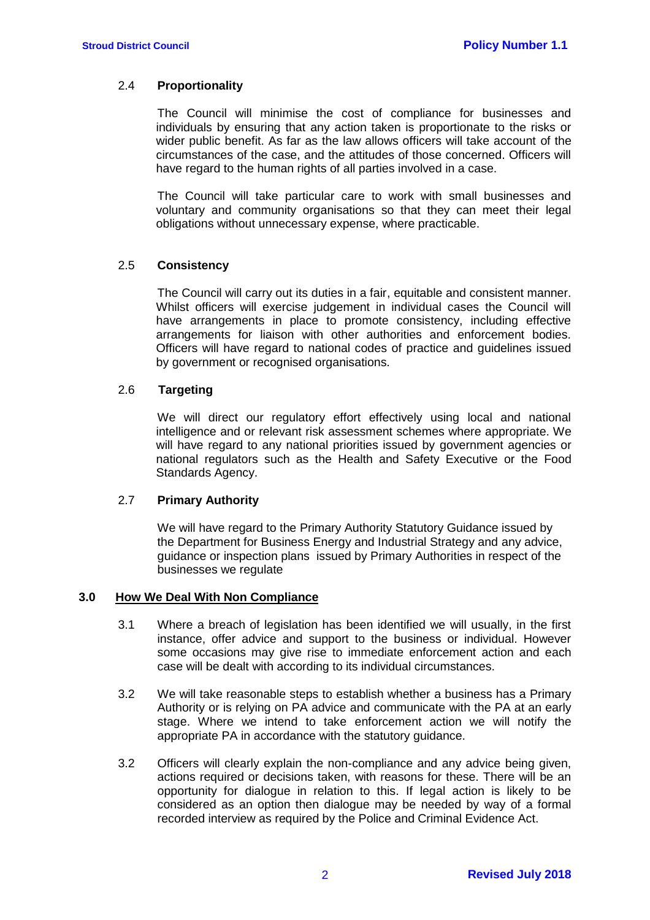### 2.4 Proportionality

The Council will minimise the cost of compliance for businesses and individuals by ensuring that any action taken is proportionate to the risks or wider public benefit. As far as the law allows officers will take account of the circumstances of the case, and the attitudes of those concerned. Officers will have regard to the human rights of all parties involved in a case.

The Council will take particular care to work with small businesses and voluntary and community organisations so that they can meet their legal obligations without unnecessary expense, where practicable.

### 2.5 Consistency

The Council will carry out its duties in a fair, equitable and consistent manner. Whilst officers will exercise judgement in individual cases the Council will have arrangements in place to promote consistency, including effective arrangements for liaison with other authorities and enforcement bodies. Officers will have regard to national codes of practice and guidelines issued by government or recognised organisations.

### 2.6 Targeting

We will direct our regulatory effort effectively using local and national intelligence and or relevant risk assessment schemes where appropriate. We will have regard to any national priorities issued by government agencies or national regulators such as the Health and Safety Executive or the Food Standards Agency.

### 2.7 Primary Authority

We will have regard to the Primary Authority Statutory Guidance issued by the Department for Business Energy and Industrial Strategy and any advice, guidance or inspection plans issued by Primary Authorities in respect of the businesses we regulate

## 3.0 How We Deal With Non Compliance

3.1 Where a breach of legislation has been identified we will usually, in the first instance, offer advice and support to the business or individual. However some occasions may give rise to immediate enforcement action and each case will be dealt with according to its individual circumstances.

3.2 We will take reasonable steps to establish whether a business has a Primary Authority or is relying on PA advice and communicate with the PA at an early stage. Where we intend to take enforcement action we will notify the appropriate PA in accordance with the statutory guidance.

3.2 Officers will clearly explain the non-compliance and any advice being given, actions required or decisions taken, with reasons for these. There will be an opportunity for dialogue in relation to this. If legal action is likely to be considered as an option then dialogue may be needed by way of a formal recorded interview as required by the Police and Criminal Evidence Act.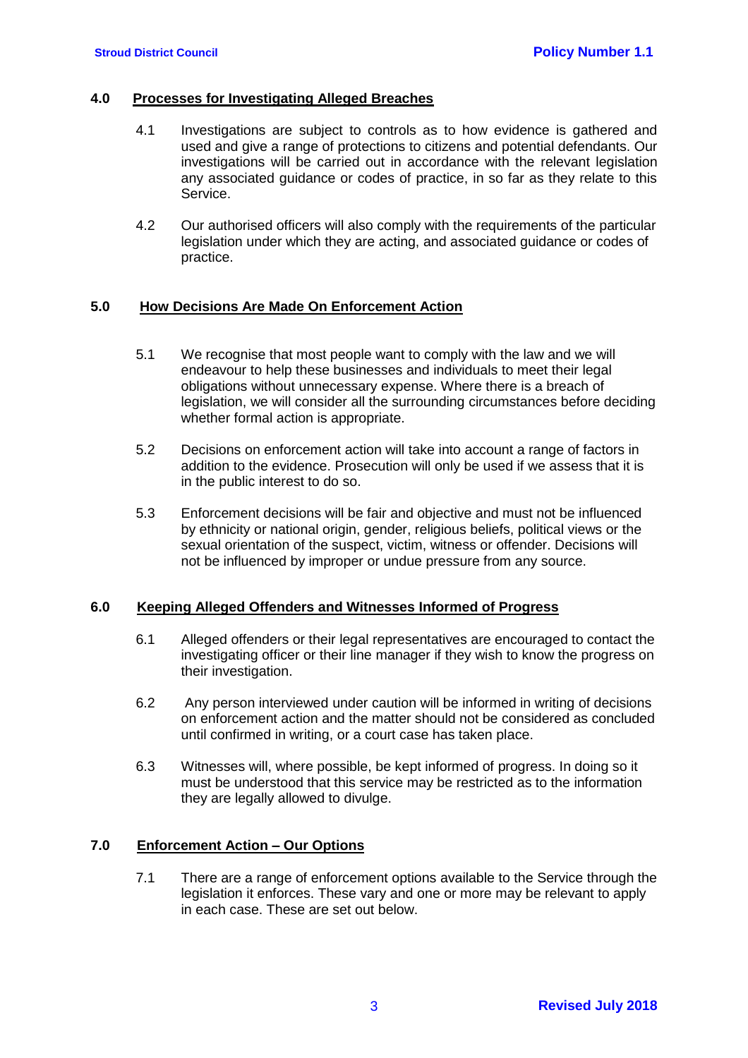## 4.0 Processes for Investigating Alleged Breaches

4.1 Investigations are subject to controls as to how evidence is gathered and used and give a range of protections to citizens and potential defendants. Our investigations will be carried out in accordance with the relevant legislation any associated guidance or codes of practice, in so far as they relate to this Service.

4.2 Our authorised officers will also comply with the requirements of the particular legislation under which they are acting, and associated guidance or codes of practice.

## 5.0 How Decisions Are Made On Enforcement Action

5.1 We recognise that most people want to comply with the law and we will endeavour to help these businesses and individuals to meet their legal obligations without unnecessary expense. Where there is a breach of legislation, we will consider all the surrounding circumstances before deciding whether formal action is appropriate.

5.2 Decisions on enforcement action will take into account a range of factors in addition to the evidence. Prosecution will only be used if we assess that it is in the public interest to do so.

5.3 Enforcement decisions will be fair and objective and must not be influenced by ethnicity or national origin, gender, religious beliefs, political views or the sexual orientation of the suspect, victim, witness or offender. Decisions will not be influenced by improper or undue pressure from any source.

## 6.0 Keeping Alleged Offenders and Witnesses Informed of Progress

6.1 Alleged offenders or their legal representatives are encouraged to contact the investigating officer or their line manager if they wish to know the progress on their investigation.

6.2 Any person interviewed under caution will be informed in writing of decisions on enforcement action and the matter should not be considered as concluded until confirmed in writing, or a court case has taken place.

6.3 Witnesses will, where possible, be kept informed of progress. In doing so it must be understood that this service may be restricted as to the information they are legally allowed to divulge.

## 7.0 Enforcement Action – Our Options

7.1 There are a range of enforcement options available to the Service through the legislation it enforces. These vary and one or more may be relevant to apply in each case. These are set out below.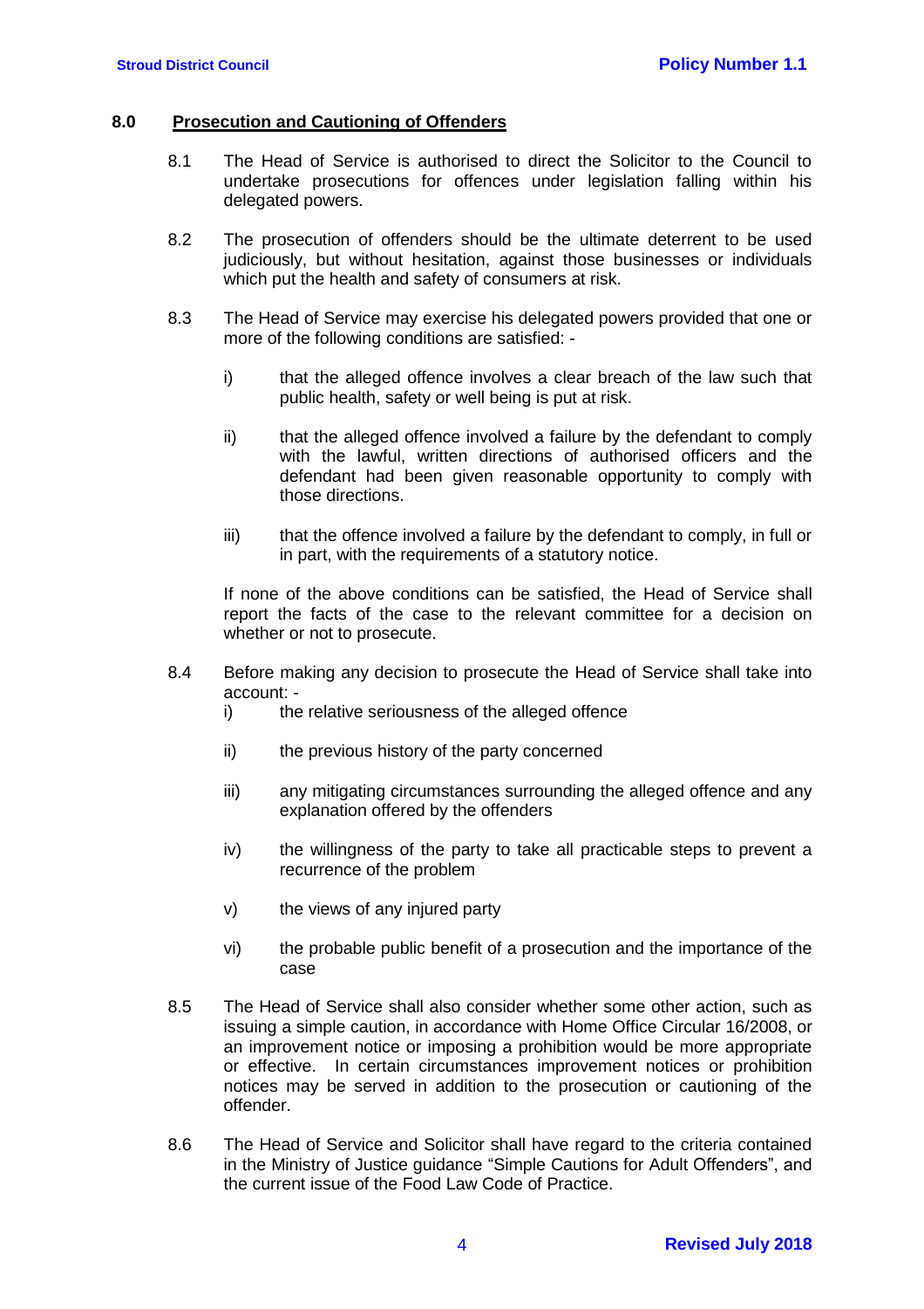## 8.0 Prosecution and Cautioning of Offenders

8.1 The Head of Service is authorised to direct the Solicitor to the Council to undertake prosecutions for offences under legislation falling within his delegated powers.

8.2 The prosecution of offenders should be the ultimate deterrent to be used judiciously, but without hesitation, against those businesses or individuals which put the health and safety of consumers at risk.

8.3 The Head of Service may exercise his delegated powers provided that one or more of the following conditions are satisfied: -

i) that the alleged offence involves a clear breach of the law such that public health, safety or well being is put at risk.

ii) that the alleged offence involved a failure by the defendant to comply with the lawful, written directions of authorised officers and the defendant had been given reasonable opportunity to comply with those directions.

iii) that the offence involved a failure by the defendant to comply, in full or in part, with the requirements of a statutory notice.

If none of the above conditions can be satisfied, the Head of Service shall report the facts of the case to the relevant committee for a decision on whether or not to prosecute.

8.4 Before making any decision to prosecute the Head of Service shall take into account: -

i) the relative seriousness of the alleged offence

ii) the previous history of the party concerned

iii) any mitigating circumstances surrounding the alleged offence and any explanation offered by the offenders

iv) the willingness of the party to take all practicable steps to prevent a recurrence of the problem

v) the views of any injured party

vi) the probable public benefit of a prosecution and the importance of the case

8.5 The Head of Service shall also consider whether some other action, such as issuing a simple caution, in accordance with Home Office Circular 16/2008, or an improvement notice or imposing a prohibition would be more appropriate or effective. In certain circumstances improvement notices or prohibition notices may be served in addition to the prosecution or cautioning of the offender.

8.6 The Head of Service and Solicitor shall have regard to the criteria contained in the Ministry of Justice guidance "Simple Cautions for Adult Offenders", and the current issue of the Food Law Code of Practice.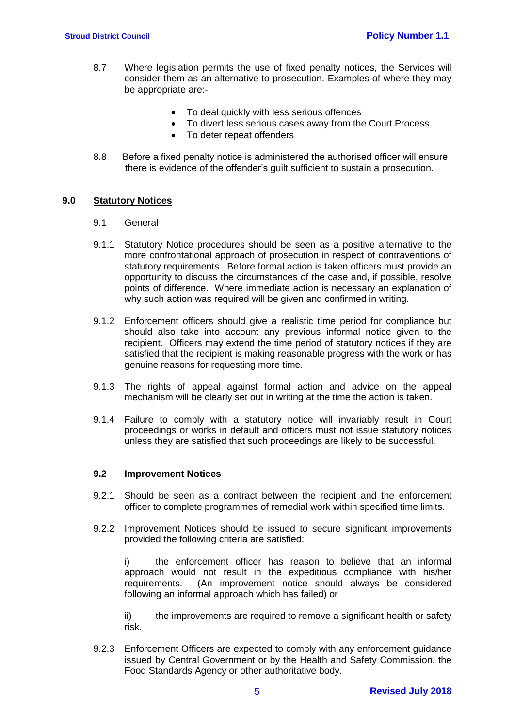8.7 Where legislation permits the use of fixed penalty notices, the Services will consider them as an alternative to prosecution. Examples of where they may be appropriate are:-

- To deal quickly with less serious offences
- To divert less serious cases away from the Court Process
- To deter repeat offenders

8.8 Before a fixed penalty notice is administered the authorised officer will ensure there is evidence of the offender's guilt sufficient to sustain a prosecution.

## 9.0 Statutory Notices

9.1 General

9.1.1 Statutory Notice procedures should be seen as a positive alternative to the more confrontational approach of prosecution in respect of contraventions of statutory requirements. Before formal action is taken officers must provide an opportunity to discuss the circumstances of the case and, if possible, resolve points of difference. Where immediate action is necessary an explanation of why such action was required will be given and confirmed in writing.

9.1.2 Enforcement officers should give a realistic time period for compliance but should also take into account any previous informal notice given to the recipient. Officers may extend the time period of statutory notices if they are satisfied that the recipient is making reasonable progress with the work or has genuine reasons for requesting more time.

9.1.3 The rights of appeal against formal action and advice on the appeal mechanism will be clearly set out in writing at the time the action is taken.

9.1.4 Failure to comply with a statutory notice will invariably result in Court proceedings or works in default and officers must not issue statutory notices unless they are satisfied that such proceedings are likely to be successful.

### 9.2 Improvement Notices

9.2.1 Should be seen as a contract between the recipient and the enforcement officer to complete programmes of remedial work within specified time limits.

9.2.2 Improvement Notices should be issued to secure significant improvements provided the following criteria are satisfied:

i) the enforcement officer has reason to believe that an informal approach would not result in the expeditious compliance with his/her requirements. (An improvement notice should always be considered following an informal approach which has failed) or

ii) the improvements are required to remove a significant health or safety risk.

9.2.3 Enforcement Officers are expected to comply with any enforcement guidance issued by Central Government or by the Health and Safety Commission, the Food Standards Agency or other authoritative body.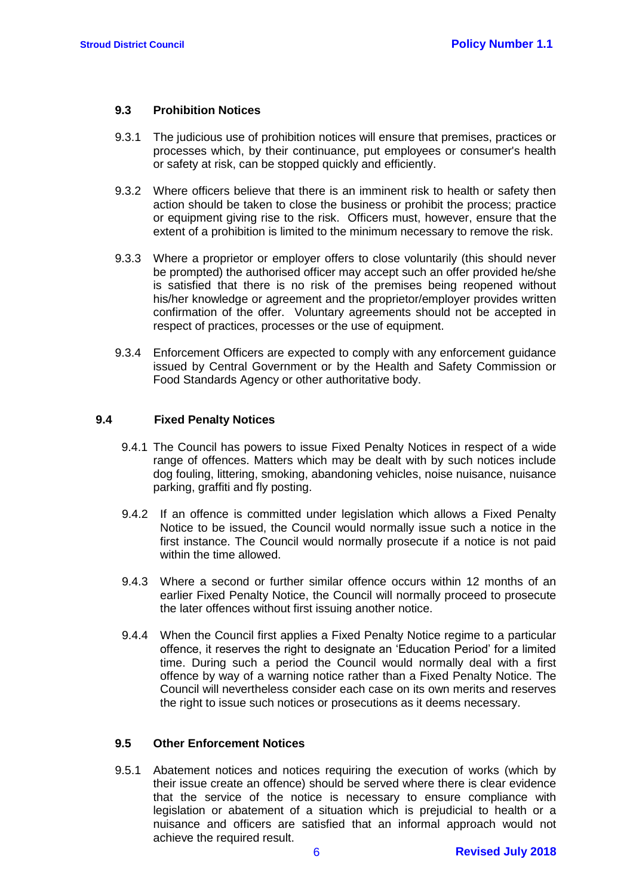### 9.3 Prohibition Notices

9.3.1 The judicious use of prohibition notices will ensure that premises, practices or processes which, by their continuance, put employees or consumer's health or safety at risk, can be stopped quickly and efficiently.

9.3.2 Where officers believe that there is an imminent risk to health or safety then action should be taken to close the business or prohibit the process; practice or equipment giving rise to the risk. Officers must, however, ensure that the extent of a prohibition is limited to the minimum necessary to remove the risk.

9.3.3 Where a proprietor or employer offers to close voluntarily (this should never be prompted) the authorised officer may accept such an offer provided he/she is satisfied that there is no risk of the premises being reopened without his/her knowledge or agreement and the proprietor/employer provides written confirmation of the offer. Voluntary agreements should not be accepted in respect of practices, processes or the use of equipment.

9.3.4 Enforcement Officers are expected to comply with any enforcement guidance issued by Central Government or by the Health and Safety Commission or Food Standards Agency or other authoritative body.

### 9.4 Fixed Penalty Notices

9.4.1 The Council has powers to issue Fixed Penalty Notices in respect of a wide range of offences. Matters which may be dealt with by such notices include dog fouling, littering, smoking, abandoning vehicles, noise nuisance, nuisance parking, graffiti and fly posting.

9.4.2 If an offence is committed under legislation which allows a Fixed Penalty Notice to be issued, the Council would normally issue such a notice in the first instance. The Council would normally prosecute if a notice is not paid within the time allowed.

9.4.3 Where a second or further similar offence occurs within 12 months of an earlier Fixed Penalty Notice, the Council will normally proceed to prosecute the later offences without first issuing another notice.

9.4.4 When the Council first applies a Fixed Penalty Notice regime to a particular offence, it reserves the right to designate an 'Education Period' for a limited time. During such a period the Council would normally deal with a first offence by way of a warning notice rather than a Fixed Penalty Notice. The Council will nevertheless consider each case on its own merits and reserves the right to issue such notices or prosecutions as it deems necessary.

### 9.5 Other Enforcement Notices

9.5.1 Abatement notices and notices requiring the execution of works (which by their issue create an offence) should be served where there is clear evidence that the service of the notice is necessary to ensure compliance with legislation or abatement of a situation which is prejudicial to health or a nuisance and officers are satisfied that an informal approach would not achieve the required result.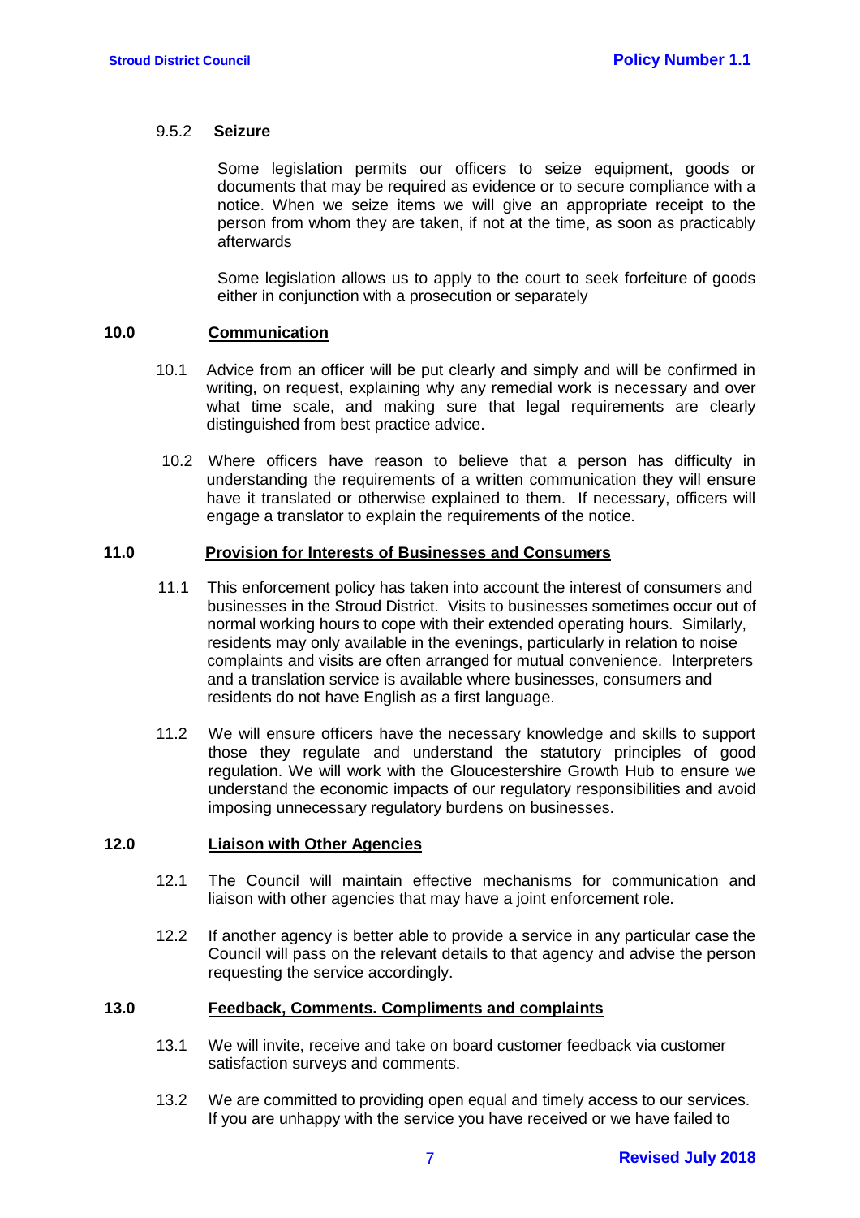#### 9.5.2 Seizure

Some legislation permits our officers to seize equipment, goods or documents that may be required as evidence or to secure compliance with a notice. When we seize items we will give an appropriate receipt to the person from whom they are taken, if not at the time, as soon as practicably afterwards

Some legislation allows us to apply to the court to seek forfeiture of goods either in conjunction with a prosecution or separately

## 10.0 Communication

10.1 Advice from an officer will be put clearly and simply and will be confirmed in writing, on request, explaining why any remedial work is necessary and over what time scale, and making sure that legal requirements are clearly distinguished from best practice advice.

10.2 Where officers have reason to believe that a person has difficulty in understanding the requirements of a written communication they will ensure have it translated or otherwise explained to them. If necessary, officers will engage a translator to explain the requirements of the notice.

## 11.0 Provision for Interests of Businesses and Consumers

11.1 This enforcement policy has taken into account the interest of consumers and businesses in the Stroud District. Visits to businesses sometimes occur out of normal working hours to cope with their extended operating hours. Similarly, residents may only available in the evenings, particularly in relation to noise complaints and visits are often arranged for mutual convenience. Interpreters and a translation service is available where businesses, consumers and residents do not have English as a first language.

11.2 We will ensure officers have the necessary knowledge and skills to support those they regulate and understand the statutory principles of good regulation. We will work with the Gloucestershire Growth Hub to ensure we understand the economic impacts of our regulatory responsibilities and avoid imposing unnecessary regulatory burdens on businesses.

## 12.0 Liaison with Other Agencies

12.1 The Council will maintain effective mechanisms for communication and liaison with other agencies that may have a joint enforcement role.

12.2 If another agency is better able to provide a service in any particular case the Council will pass on the relevant details to that agency and advise the person requesting the service accordingly.

## 13.0 Feedback, Comments. Compliments and complaints

13.1 We will invite, receive and take on board customer feedback via customer satisfaction surveys and comments.

13.2 We are committed to providing open equal and timely access to our services. If you are unhappy with the service you have received or we have failed to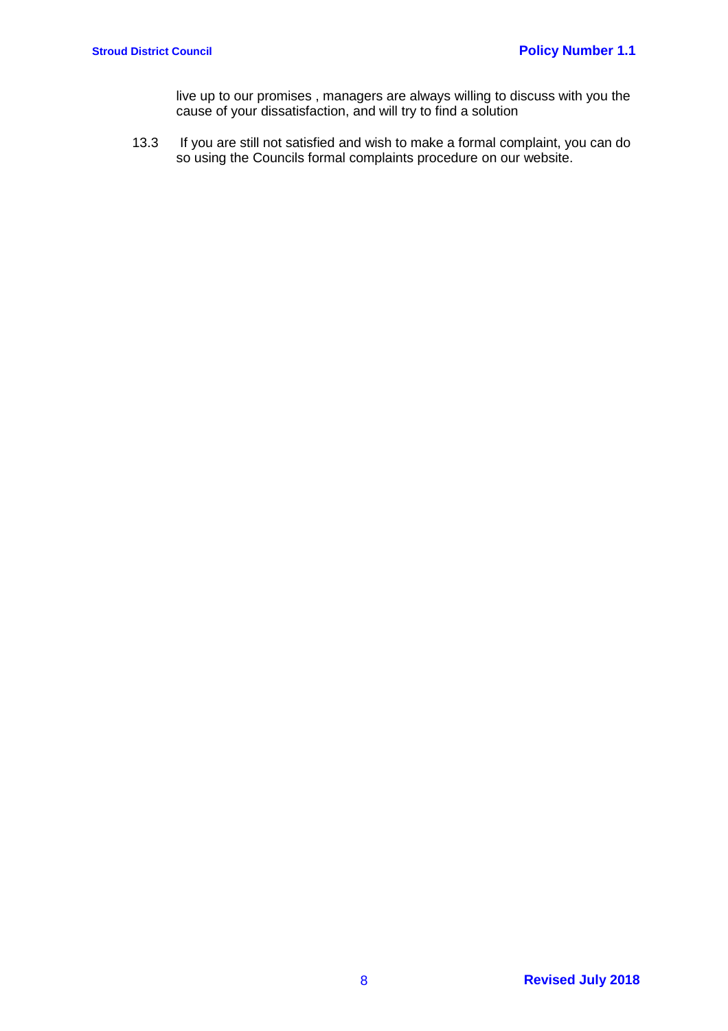live up to our promises , managers are always willing to discuss with you the cause of your dissatisfaction, and will try to find a solution

13.3 If you are still not satisfied and wish to make a formal complaint, you can do so using the Councils formal complaints procedure on our website.